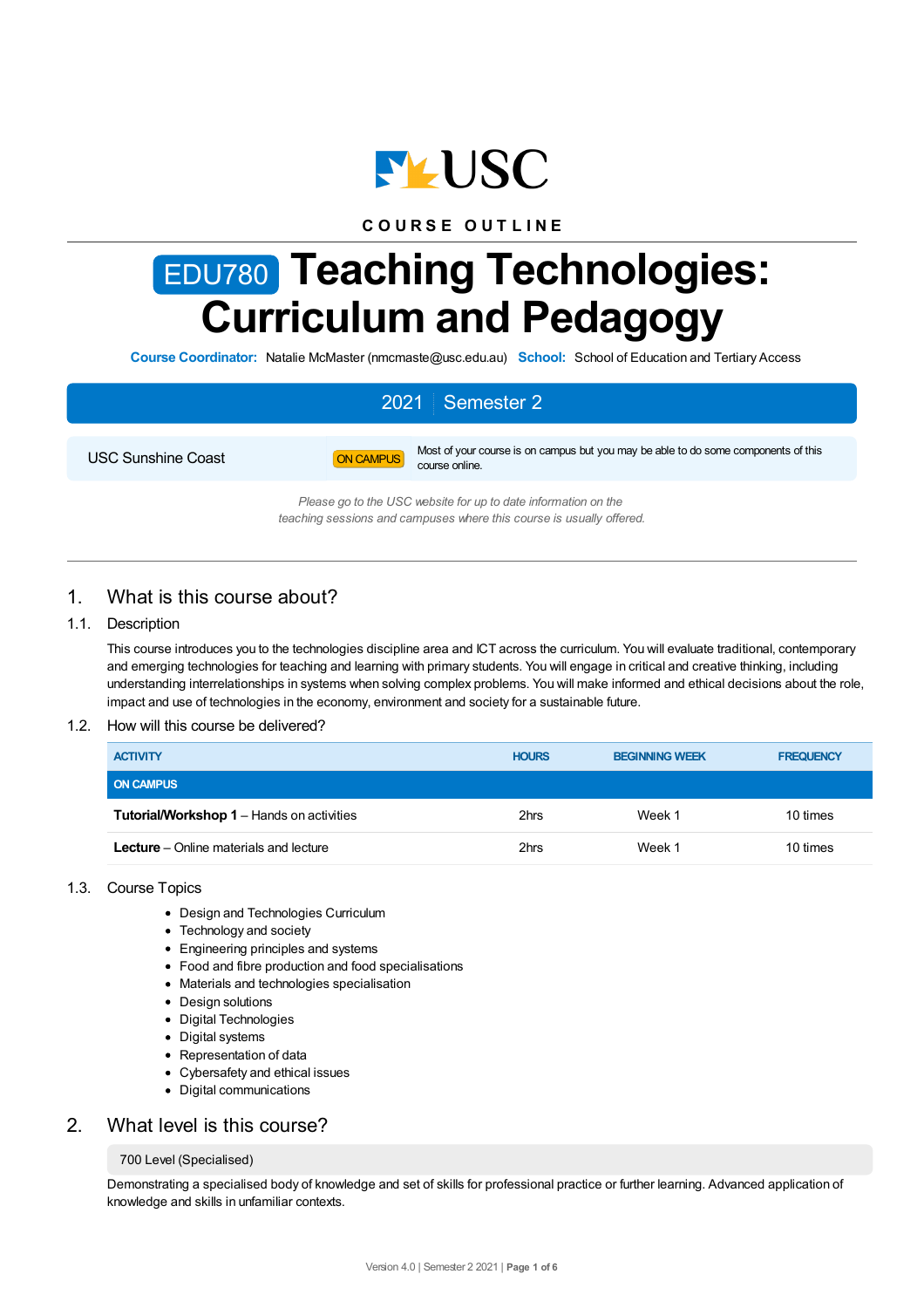COURSE OUTLINE

# EDU780 Teaching Technologies: Curriculum and Pedagogy

**Course Coordinator:** Natalie McMaster (nmcmaste@usc.edu.au) **School:** School of Education and Tertiary Access

| 2021 Semester 2 | | |
|---|---|---|
| USC Sunshine Coast | ON CAMPUS | Most of your course is on campus but you may be able to do some components of this course online. |

*Please go to the USC website for up to date information on the teaching sessions and campuses where this course is usually offered.*

## 1. What is this course about?

### 1.1. Description

This course introduces you to the technologies discipline area and ICT across the curriculum. You will evaluate traditional, contemporary and emerging technologies for teaching and learning with primary students. You will engage in critical and creative thinking, including understanding interrelationships in systems when solving complex problems. You will make informed and ethical decisions about the role, impact and use of technologies in the economy, environment and society for a sustainable future.

### 1.2. How will this course be delivered?

| ACTIVITY | HOURS | BEGINNING WEEK | FREQUENCY |
|---|---|---|---|
| **ON CAMPUS** | | | |
| **Tutorial/Workshop 1** – Hands on activities | 2hrs | Week 1 | 10 times |
| **Lecture** – Online materials and lecture | 2hrs | Week 1 | 10 times |

### 1.3. Course Topics

- Design and Technologies Curriculum
- Technology and society
- Engineering principles and systems
- Food and fibre production and food specialisations
- Materials and technologies specialisation
- Design solutions
- Digital Technologies
- Digital systems
- Representation of data
- Cybersafety and ethical issues
- Digital communications

## 2. What level is this course?

700 Level (Specialised)

Demonstrating a specialised body of knowledge and set of skills for professional practice or further learning. Advanced application of knowledge and skills in unfamiliar contexts.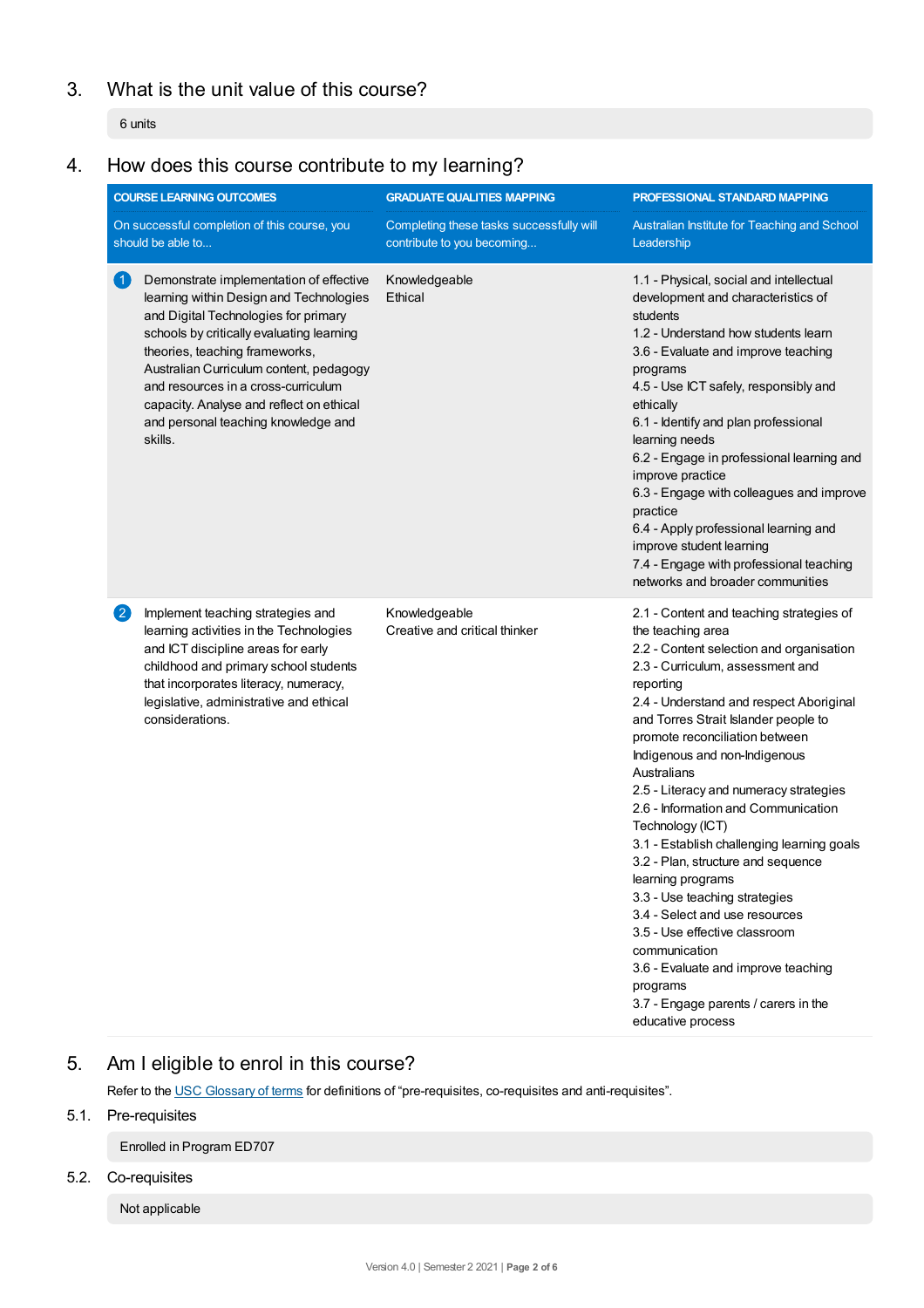## 3. What is the unit value of this course?

6 units

## 4. How does this course contribute to my learning?

| COURSE LEARNING OUTCOMES | GRADUATE QUALITIES MAPPING | PROFESSIONAL STANDARD MAPPING |
|---|---|---|
| On successful completion of this course, you should be able to... | Completing these tasks successfully will contribute to you becoming... | Australian Institute for Teaching and School Leadership |
| 1 Demonstrate implementation of effective learning within Design and Technologies and Digital Technologies for primary schools by critically evaluating learning theories, teaching frameworks, Australian Curriculum content, pedagogy and resources in a cross-curriculum capacity. Analyse and reflect on ethical and personal teaching knowledge and skills. | Knowledgeable<br>Ethical | 1.1 - Physical, social and intellectual development and characteristics of students<br>1.2 - Understand how students learn<br>3.6 - Evaluate and improve teaching programs<br>4.5 - Use ICT safely, responsibly and ethically<br>6.1 - Identify and plan professional learning needs<br>6.2 - Engage in professional learning and improve practice<br>6.3 - Engage with colleagues and improve practice<br>6.4 - Apply professional learning and improve student learning<br>7.4 - Engage with professional teaching networks and broader communities |
| 2 Implement teaching strategies and learning activities in the Technologies and ICT discipline areas for early childhood and primary school students that incorporates literacy, numeracy, legislative, administrative and ethical considerations. | Knowledgeable<br>Creative and critical thinker | 2.1 - Content and teaching strategies of the teaching area<br>2.2 - Content selection and organisation<br>2.3 - Curriculum, assessment and reporting<br>2.4 - Understand and respect Aboriginal and Torres Strait Islander people to promote reconciliation between Indigenous and non-Indigenous Australians<br>2.5 - Literacy and numeracy strategies<br>2.6 - Information and Communication Technology (ICT)<br>3.1 - Establish challenging learning goals<br>3.2 - Plan, structure and sequence learning programs<br>3.3 - Use teaching strategies<br>3.4 - Select and use resources<br>3.5 - Use effective classroom communication<br>3.6 - Evaluate and improve teaching programs<br>3.7 - Engage parents / carers in the educative process |

## 5. Am I eligible to enrol in this course?

Refer to the USC Glossary of terms for definitions of "pre-requisites, co-requisites and anti-requisites".

### 5.1. Pre-requisites

Enrolled in Program ED707

### 5.2. Co-requisites

Not applicable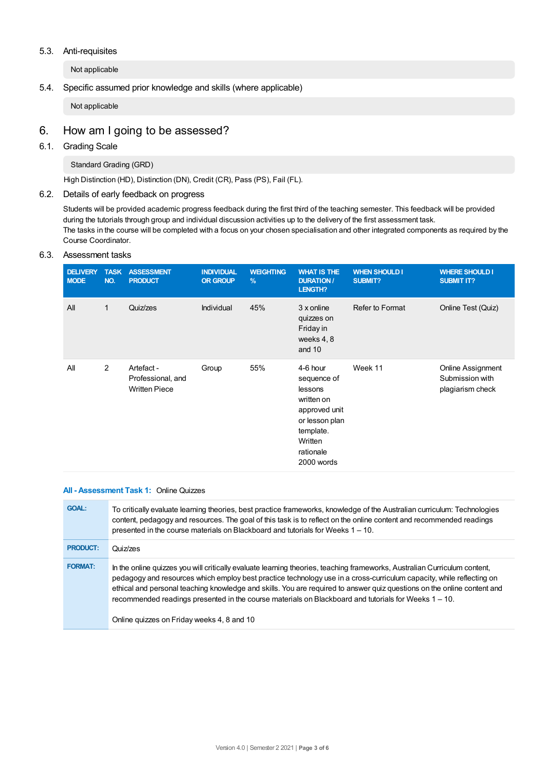### 5.3. Anti-requisites

Not applicable

### 5.4. Specific assumed prior knowledge and skills (where applicable)

Not applicable

## 6. How am I going to be assessed?

### 6.1. Grading Scale

Standard Grading (GRD)

High Distinction (HD), Distinction (DN), Credit (CR), Pass (PS), Fail (FL).

### 6.2. Details of early feedback on progress

Students will be provided academic progress feedback during the first third of the teaching semester. This feedback will be provided during the tutorials through group and individual discussion activities up to the delivery of the first assessment task.
The tasks in the course will be completed with a focus on your chosen specialisation and other integrated components as required by the Course Coordinator.

### 6.3. Assessment tasks

| DELIVERY MODE | TASK NO. | ASSESSMENT PRODUCT | INDIVIDUAL OR GROUP | WEIGHTING % | WHAT IS THE DURATION / LENGTH? | WHEN SHOULD I SUBMIT? | WHERE SHOULD I SUBMIT IT? |
|---|---|---|---|---|---|---|---|
| All | 1 | Quiz/zes | Individual | 45% | 3 x online quizzes on Friday in weeks 4, 8 and 10 | Refer to Format | Online Test (Quiz) |
| All | 2 | Artefact - Professional, and Written Piece | Group | 55% | 4-6 hour sequence of lessons written on approved unit or lesson plan template. Written rationale 2000 words | Week 11 | Online Assignment Submission with plagiarism check |

**All - Assessment Task 1:** Online Quizzes

| | |
|---|---|
| **GOAL:** | To critically evaluate learning theories, best practice frameworks, knowledge of the Australian curriculum: Technologies content, pedagogy and resources. The goal of this task is to reflect on the online content and recommended readings presented in the course materials on Blackboard and tutorials for Weeks 1 – 10. |
| **PRODUCT:** | Quiz/zes |
| **FORMAT:** | In the online quizzes you will critically evaluate learning theories, teaching frameworks, Australian Curriculum content, pedagogy and resources which employ best practice technology use in a cross-curriculum capacity, while reflecting on ethical and personal teaching knowledge and skills. You are required to answer quiz questions on the online content and recommended readings presented in the course materials on Blackboard and tutorials for Weeks 1 – 10.<br><br>Online quizzes on Friday weeks 4, 8 and 10 |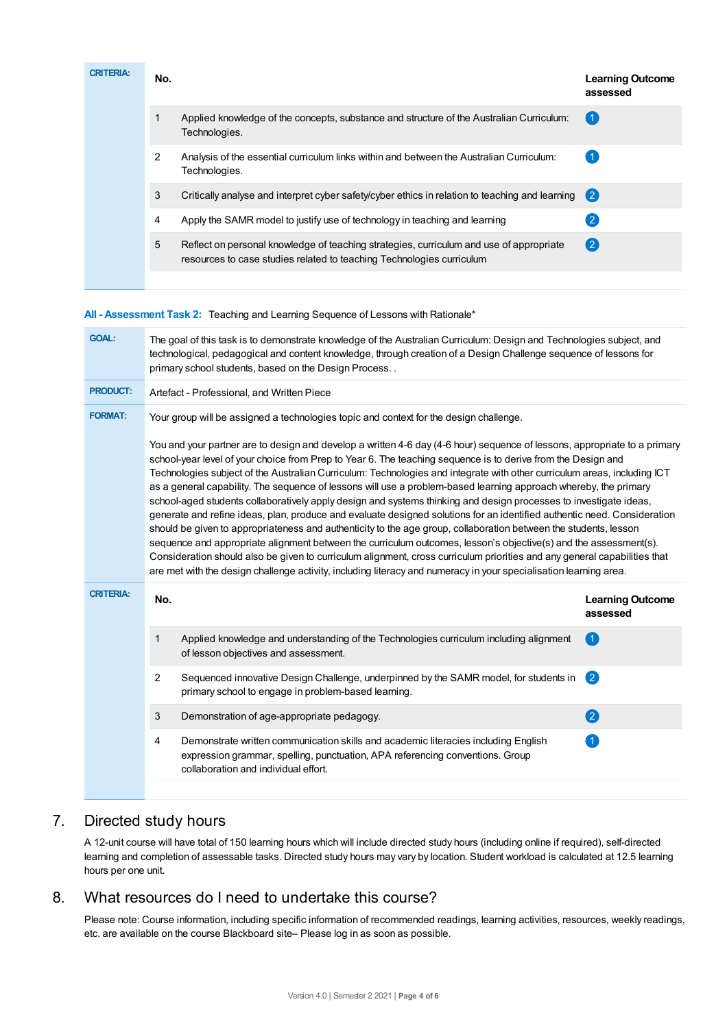**CRITERIA:**

| No. | | Learning Outcome assessed |
|---|---|---|
| 1 | Applied knowledge of the concepts, substance and structure of the Australian Curriculum: Technologies. | 1 |
| 2 | Analysis of the essential curriculum links within and between the Australian Curriculum: Technologies. | 1 |
| 3 | Critically analyse and interpret cyber safety/cyber ethics in relation to teaching and learning | 2 |
| 4 | Apply the SAMR model to justify use of technology in teaching and learning | 2 |
| 5 | Reflect on personal knowledge of teaching strategies, curriculum and use of appropriate resources to case studies related to teaching Technologies curriculum | 2 |

**All - Assessment Task 2:** Teaching and Learning Sequence of Lessons with Rationale*

**GOAL:** The goal of this task is to demonstrate knowledge of the Australian Curriculum: Design and Technologies subject, and technological, pedagogical and content knowledge, through creation of a Design Challenge sequence of lessons for primary school students, based on the Design Process. .

**PRODUCT:** Artefact - Professional, and Written Piece

**FORMAT:** Your group will be assigned a technologies topic and context for the design challenge.

You and your partner are to design and develop a written 4-6 day (4-6 hour) sequence of lessons, appropriate to a primary school-year level of your choice from Prep to Year 6. The teaching sequence is to derive from the Design and Technologies subject of the Australian Curriculum: Technologies and integrate with other curriculum areas, including ICT as a general capability. The sequence of lessons will use a problem-based learning approach whereby, the primary school-aged students collaboratively apply design and systems thinking and design processes to investigate ideas, generate and refine ideas, plan, produce and evaluate designed solutions for an identified authentic need. Consideration should be given to appropriateness and authenticity to the age group, collaboration between the students, lesson sequence and appropriate alignment between the curriculum outcomes, lesson's objective(s) and the assessment(s). Consideration should also be given to curriculum alignment, cross curriculum priorities and any general capabilities that are met with the design challenge activity, including literacy and numeracy in your specialisation learning area.

**CRITERIA:**

| No. | | Learning Outcome assessed |
|---|---|---|
| 1 | Applied knowledge and understanding of the Technologies curriculum including alignment of lesson objectives and assessment. | 1 |
| 2 | Sequenced innovative Design Challenge, underpinned by the SAMR model, for students in primary school to engage in problem-based learning. | 2 |
| 3 | Demonstration of age-appropriate pedagogy. | 2 |
| 4 | Demonstrate written communication skills and academic literacies including English expression grammar, spelling, punctuation, APA referencing conventions. Group collaboration and individual effort. | 1 |

## 7. Directed study hours

A 12-unit course will have total of 150 learning hours which will include directed study hours (including online if required), self-directed learning and completion of assessable tasks. Directed study hours may vary by location. Student workload is calculated at 12.5 learning hours per one unit.

## 8. What resources do I need to undertake this course?

Please note: Course information, including specific information of recommended readings, learning activities, resources, weekly readings, etc. are available on the course Blackboard site– Please log in as soon as possible.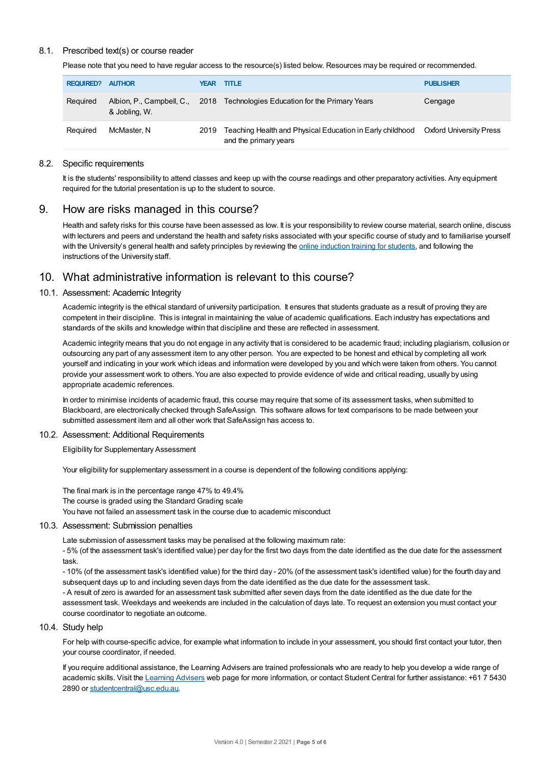### 8.1. Prescribed text(s) or course reader

Please note that you need to have regular access to the resource(s) listed below. Resources may be required or recommended.

| REQUIRED? | AUTHOR | YEAR | TITLE | PUBLISHER |
|---|---|---|---|---|
| Required | Albion, P., Campbell, C., & Jobling, W. | 2018 | Technologies Education for the Primary Years | Cengage |
| Required | McMaster, N | 2019 | Teaching Health and Physical Education in Early childhood and the primary years | Oxford University Press |

### 8.2. Specific requirements

It is the students' responsibility to attend classes and keep up with the course readings and other preparatory activities. Any equipment required for the tutorial presentation is up to the student to source.

## 9. How are risks managed in this course?

Health and safety risks for this course have been assessed as low. It is your responsibility to review course material, search online, discuss with lecturers and peers and understand the health and safety risks associated with your specific course of study and to familiarise yourself with the University's general health and safety principles by reviewing the online induction training for students, and following the instructions of the University staff.

## 10. What administrative information is relevant to this course?

### 10.1. Assessment: Academic Integrity

Academic integrity is the ethical standard of university participation. It ensures that students graduate as a result of proving they are competent in their discipline. This is integral in maintaining the value of academic qualifications. Each industry has expectations and standards of the skills and knowledge within that discipline and these are reflected in assessment.

Academic integrity means that you do not engage in any activity that is considered to be academic fraud; including plagiarism, collusion or outsourcing any part of any assessment item to any other person. You are expected to be honest and ethical by completing all work yourself and indicating in your work which ideas and information were developed by you and which were taken from others. You cannot provide your assessment work to others. You are also expected to provide evidence of wide and critical reading, usually by using appropriate academic references.

In order to minimise incidents of academic fraud, this course may require that some of its assessment tasks, when submitted to Blackboard, are electronically checked through SafeAssign. This software allows for text comparisons to be made between your submitted assessment item and all other work that SafeAssign has access to.

### 10.2. Assessment: Additional Requirements

Eligibility for Supplementary Assessment

Your eligibility for supplementary assessment in a course is dependent of the following conditions applying:

The final mark is in the percentage range 47% to 49.4%
The course is graded using the Standard Grading scale
You have not failed an assessment task in the course due to academic misconduct

### 10.3. Assessment: Submission penalties

Late submission of assessment tasks may be penalised at the following maximum rate:
- 5% (of the assessment task's identified value) per day for the first two days from the date identified as the due date for the assessment task.
- 10% (of the assessment task's identified value) for the third day - 20% (of the assessment task's identified value) for the fourth day and subsequent days up to and including seven days from the date identified as the due date for the assessment task.
- A result of zero is awarded for an assessment task submitted after seven days from the date identified as the due date for the assessment task. Weekdays and weekends are included in the calculation of days late. To request an extension you must contact your course coordinator to negotiate an outcome.

### 10.4. Study help

For help with course-specific advice, for example what information to include in your assessment, you should first contact your tutor, then your course coordinator, if needed.

If you require additional assistance, the Learning Advisers are trained professionals who are ready to help you develop a wide range of academic skills. Visit the Learning Advisers web page for more information, or contact Student Central for further assistance: +61 7 5430 2890 or studentcentral@usc.edu.au.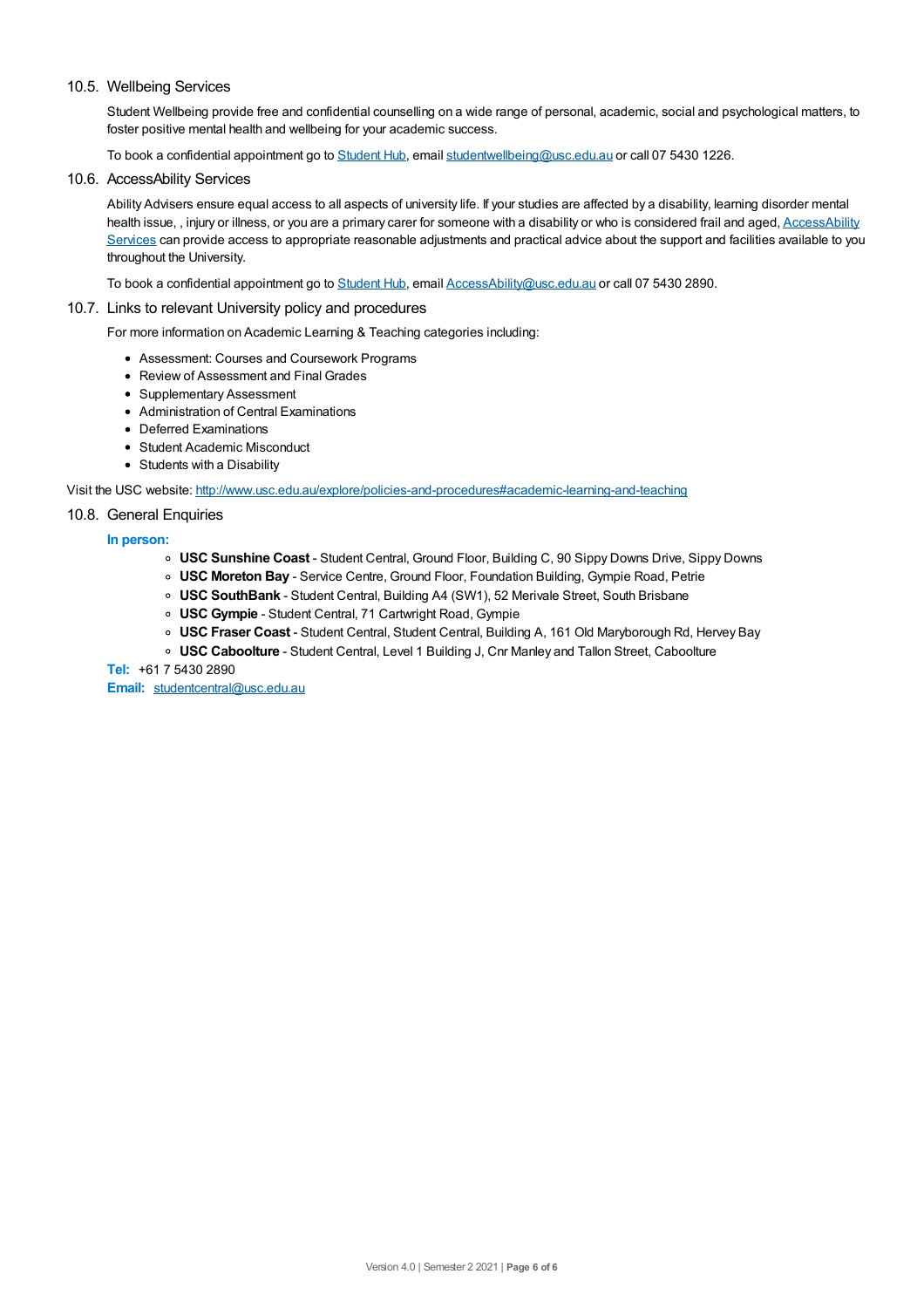### 10.5. Wellbeing Services

Student Wellbeing provide free and confidential counselling on a wide range of personal, academic, social and psychological matters, to foster positive mental health and wellbeing for your academic success.

To book a confidential appointment go to [Student Hub](), email [studentwellbeing@usc.edu.au]() or call 07 5430 1226.

### 10.6. AccessAbility Services

Ability Advisers ensure equal access to all aspects of university life. If your studies are affected by a disability, learning disorder mental health issue, , injury or illness, or you are a primary carer for someone with a disability or who is considered frail and aged, [AccessAbility Services]() can provide access to appropriate reasonable adjustments and practical advice about the support and facilities available to you throughout the University.

To book a confidential appointment go to [Student Hub](), email [AccessAbility@usc.edu.au]() or call 07 5430 2890.

### 10.7. Links to relevant University policy and procedures

For more information on Academic Learning & Teaching categories including:

- Assessment: Courses and Coursework Programs
- Review of Assessment and Final Grades
- Supplementary Assessment
- Administration of Central Examinations
- Deferred Examinations
- Student Academic Misconduct
- Students with a Disability

Visit the USC website: [http://www.usc.edu.au/explore/policies-and-procedures#academic-learning-and-teaching](http://www.usc.edu.au/explore/policies-and-procedures#academic-learning-and-teaching)

### 10.8. General Enquiries

**In person:**

- **USC Sunshine Coast** - Student Central, Ground Floor, Building C, 90 Sippy Downs Drive, Sippy Downs
- **USC Moreton Bay** - Service Centre, Ground Floor, Foundation Building, Gympie Road, Petrie
- **USC SouthBank** - Student Central, Building A4 (SW1), 52 Merivale Street, South Brisbane
- **USC Gympie** - Student Central, 71 Cartwright Road, Gympie
- **USC Fraser Coast** - Student Central, Student Central, Building A, 161 Old Maryborough Rd, Hervey Bay
- **USC Caboolture** - Student Central, Level 1 Building J, Cnr Manley and Tallon Street, Caboolture

**Tel:** +61 7 5430 2890

**Email:** [studentcentral@usc.edu.au]()